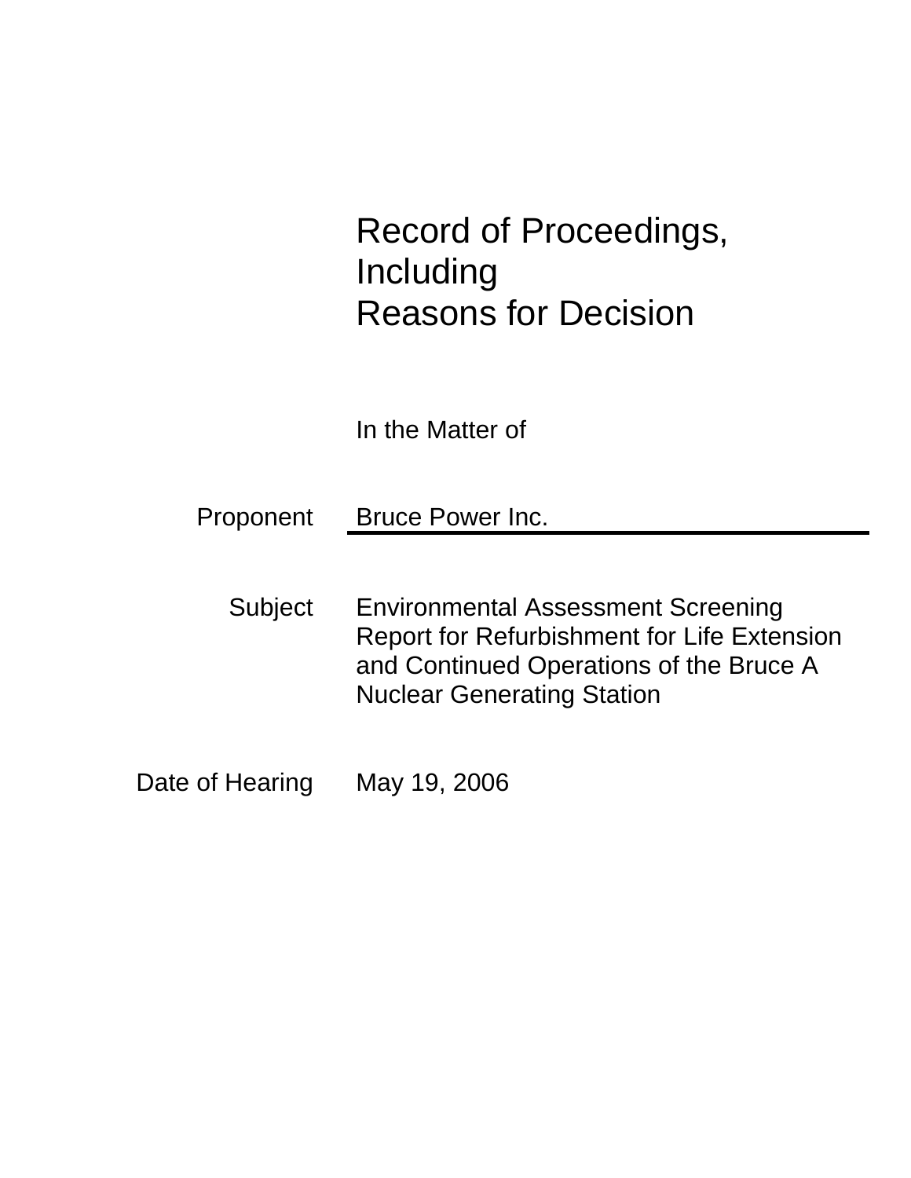# Record of Proceedings, Including Reasons for Decision

In the Matter of

| | |
|---|---|
| Proponent | Bruce Power Inc. |
| Subject | Environmental Assessment Screening Report for Refurbishment for Life Extension and Continued Operations of the Bruce A Nuclear Generating Station |
| Date of Hearing | May 19, 2006 |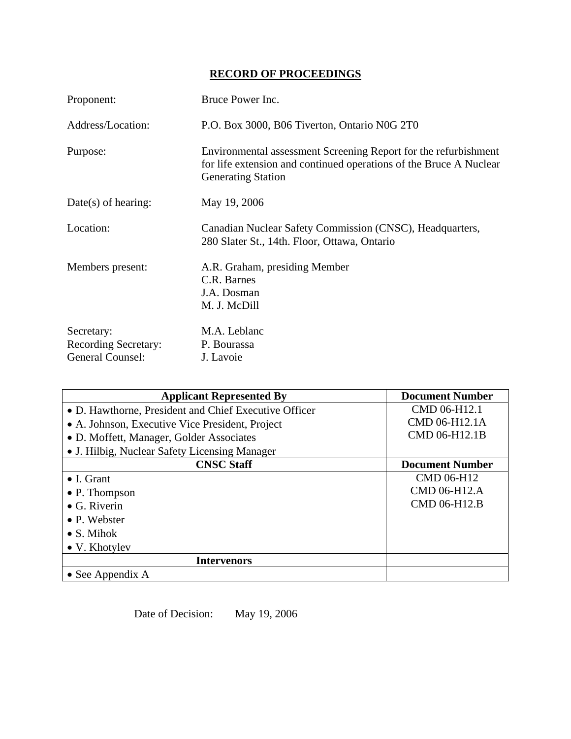# RECORD OF PROCEEDINGS

Proponent: Bruce Power Inc.

Address/Location: P.O. Box 3000, B06 Tiverton, Ontario N0G 2T0

Purpose: Environmental assessment Screening Report for the refurbishment for life extension and continued operations of the Bruce A Nuclear Generating Station

Date(s) of hearing: May 19, 2006

Location: Canadian Nuclear Safety Commission (CNSC), Headquarters, 280 Slater St., 14th. Floor, Ottawa, Ontario

Members present: A.R. Graham, presiding Member
C.R. Barnes
J.A. Dosman
M. J. McDill

Secretary: M.A. Leblanc
Recording Secretary: P. Bourassa
General Counsel: J. Lavoie

| Applicant Represented By | Document Number |
|---|---|
| • D. Hawthorne, President and Chief Executive Officer<br>• A. Johnson, Executive Vice President, Project<br>• D. Moffett, Manager, Golder Associates<br>• J. Hilbig, Nuclear Safety Licensing Manager | CMD 06-H12.1<br>CMD 06-H12.1A<br>CMD 06-H12.1B |
| **CNSC Staff** | **Document Number** |
| • I. Grant<br>• P. Thompson<br>• G. Riverin<br>• P. Webster<br>• S. Mihok<br>• V. Khotylev | CMD 06-H12<br>CMD 06-H12.A<br>CMD 06-H12.B |
| **Intervenors** | |
| • See Appendix A | |

Date of Decision: May 19, 2006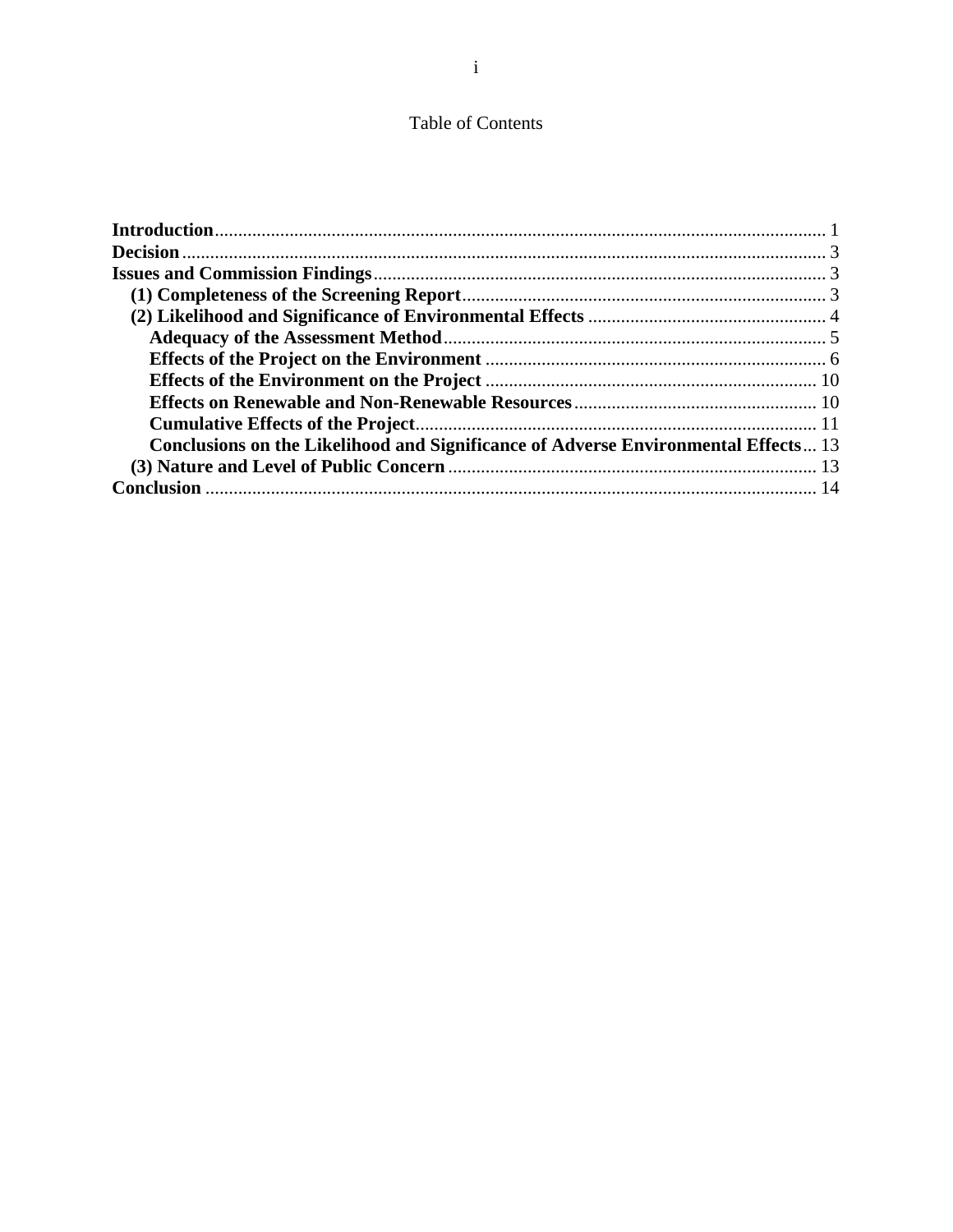Table of Contents

**Introduction** ........ 1
**Decision** ........ 3
**Issues and Commission Findings** ........ 3
- **(1) Completeness of the Screening Report** ........ 3
- **(2) Likelihood and Significance of Environmental Effects** ........ 4
  - **Adequacy of the Assessment Method** ........ 5
  - **Effects of the Project on the Environment** ........ 6
  - **Effects of the Environment on the Project** ........ 10
  - **Effects on Renewable and Non-Renewable Resources** ........ 10
  - **Cumulative Effects of the Project** ........ 11
  - **Conclusions on the Likelihood and Significance of Adverse Environmental Effects** ... 13
- **(3) Nature and Level of Public Concern** ........ 13

**Conclusion** ........ 14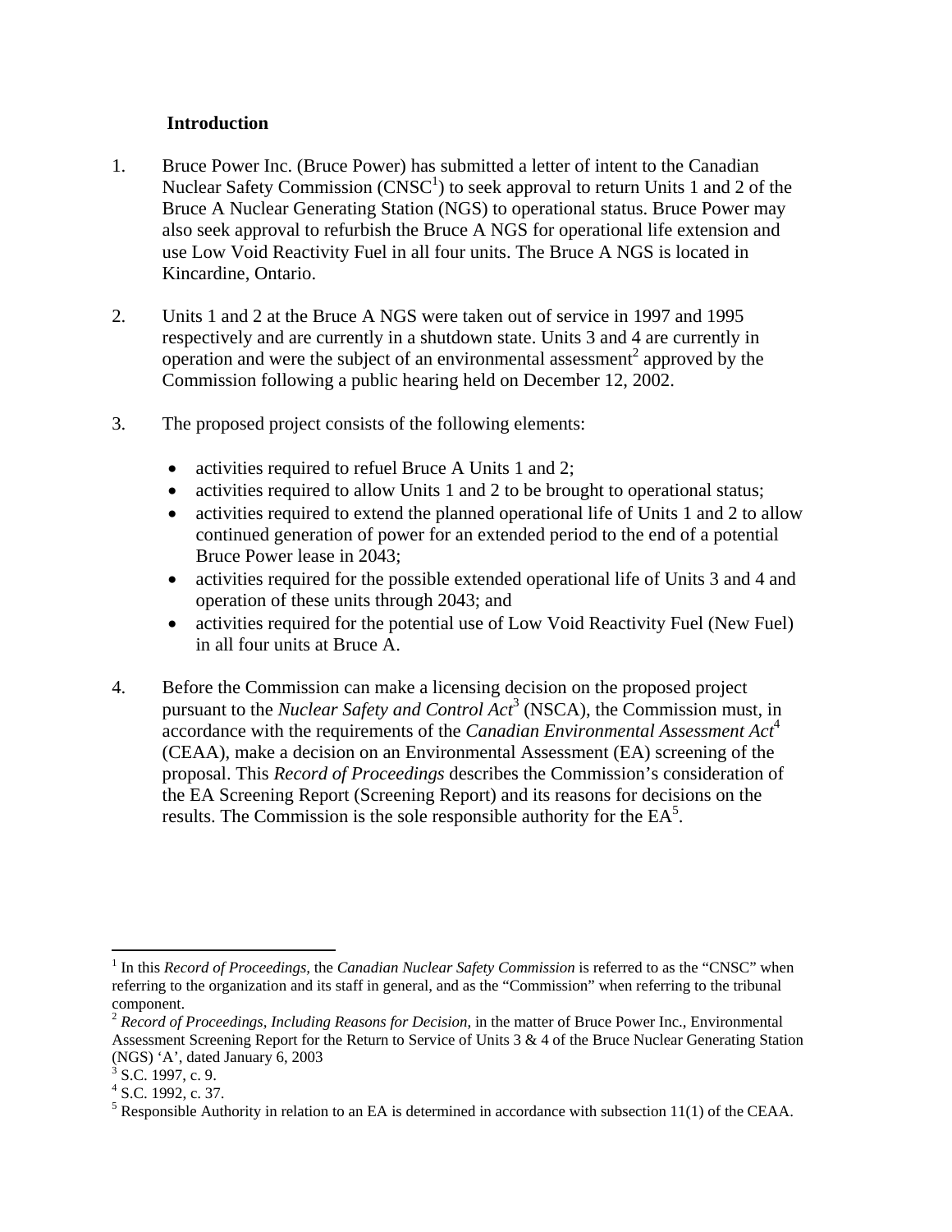## Introduction

1. Bruce Power Inc. (Bruce Power) has submitted a letter of intent to the Canadian Nuclear Safety Commission (CNSC[1]) to seek approval to return Units 1 and 2 of the Bruce A Nuclear Generating Station (NGS) to operational status. Bruce Power may also seek approval to refurbish the Bruce A NGS for operational life extension and use Low Void Reactivity Fuel in all four units. The Bruce A NGS is located in Kincardine, Ontario.

2. Units 1 and 2 at the Bruce A NGS were taken out of service in 1997 and 1995 respectively and are currently in a shutdown state. Units 3 and 4 are currently in operation and were the subject of an environmental assessment[2] approved by the Commission following a public hearing held on December 12, 2002.

3. The proposed project consists of the following elements:

   - activities required to refuel Bruce A Units 1 and 2;
   - activities required to allow Units 1 and 2 to be brought to operational status;
   - activities required to extend the planned operational life of Units 1 and 2 to allow continued generation of power for an extended period to the end of a potential Bruce Power lease in 2043;
   - activities required for the possible extended operational life of Units 3 and 4 and operation of these units through 2043; and
   - activities required for the potential use of Low Void Reactivity Fuel (New Fuel) in all four units at Bruce A.

4. Before the Commission can make a licensing decision on the proposed project pursuant to the *Nuclear Safety and Control Act*[3] (NSCA), the Commission must, in accordance with the requirements of the *Canadian Environmental Assessment Act*[4] (CEAA), make a decision on an Environmental Assessment (EA) screening of the proposal. This *Record of Proceedings* describes the Commission's consideration of the EA Screening Report (Screening Report) and its reasons for decisions on the results. The Commission is the sole responsible authority for the EA[5].

---

[1] In this *Record of Proceedings*, the *Canadian Nuclear Safety Commission* is referred to as the "CNSC" when referring to the organization and its staff in general, and as the "Commission" when referring to the tribunal component.

[2] *Record of Proceedings, Including Reasons for Decision*, in the matter of Bruce Power Inc., Environmental Assessment Screening Report for the Return to Service of Units 3 & 4 of the Bruce Nuclear Generating Station (NGS) 'A', dated January 6, 2003

[3] S.C. 1997, c. 9.

[4] S.C. 1992, c. 37.

[5] Responsible Authority in relation to an EA is determined in accordance with subsection 11(1) of the CEAA.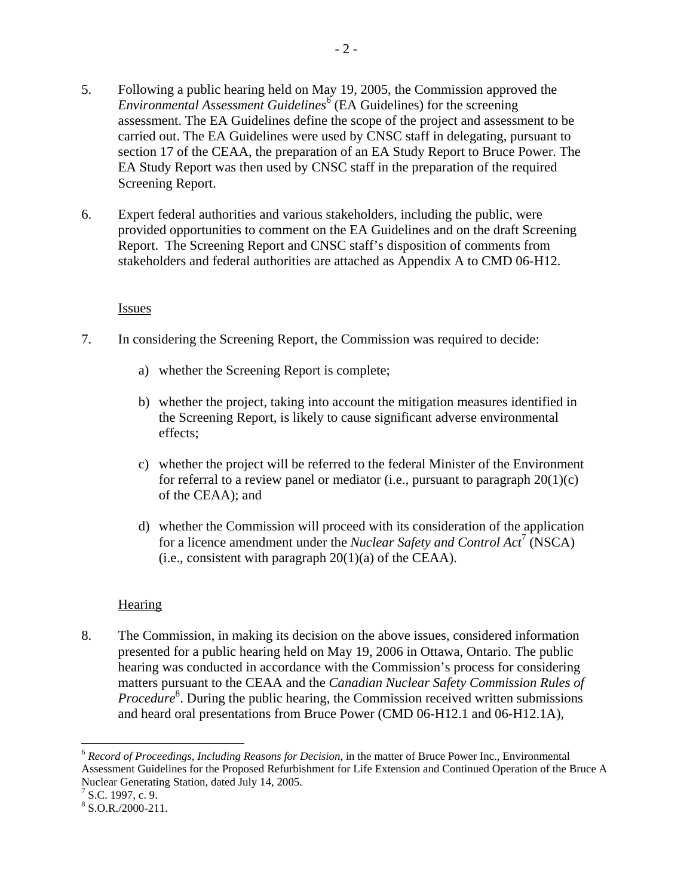5. Following a public hearing held on May 19, 2005, the Commission approved the *Environmental Assessment Guidelines*[6] (EA Guidelines) for the screening assessment. The EA Guidelines define the scope of the project and assessment to be carried out. The EA Guidelines were used by CNSC staff in delegating, pursuant to section 17 of the CEAA, the preparation of an EA Study Report to Bruce Power. The EA Study Report was then used by CNSC staff in the preparation of the required Screening Report.

6. Expert federal authorities and various stakeholders, including the public, were provided opportunities to comment on the EA Guidelines and on the draft Screening Report. The Screening Report and CNSC staff's disposition of comments from stakeholders and federal authorities are attached as Appendix A to CMD 06-H12.

<u>Issues</u>

7. In considering the Screening Report, the Commission was required to decide:

   a) whether the Screening Report is complete;

   b) whether the project, taking into account the mitigation measures identified in the Screening Report, is likely to cause significant adverse environmental effects;

   c) whether the project will be referred to the federal Minister of the Environment for referral to a review panel or mediator (i.e., pursuant to paragraph 20(1)(c) of the CEAA); and

   d) whether the Commission will proceed with its consideration of the application for a licence amendment under the *Nuclear Safety and Control Act*[7] (NSCA) (i.e., consistent with paragraph 20(1)(a) of the CEAA).

<u>Hearing</u>

8. The Commission, in making its decision on the above issues, considered information presented for a public hearing held on May 19, 2006 in Ottawa, Ontario. The public hearing was conducted in accordance with the Commission's process for considering matters pursuant to the CEAA and the *Canadian Nuclear Safety Commission Rules of Procedure*[8]. During the public hearing, the Commission received written submissions and heard oral presentations from Bruce Power (CMD 06-H12.1 and 06-H12.1A),

---

[6] *Record of Proceedings, Including Reasons for Decision*, in the matter of Bruce Power Inc., Environmental Assessment Guidelines for the Proposed Refurbishment for Life Extension and Continued Operation of the Bruce A Nuclear Generating Station, dated July 14, 2005.

[7] S.C. 1997, c. 9.

[8] S.O.R./2000-211.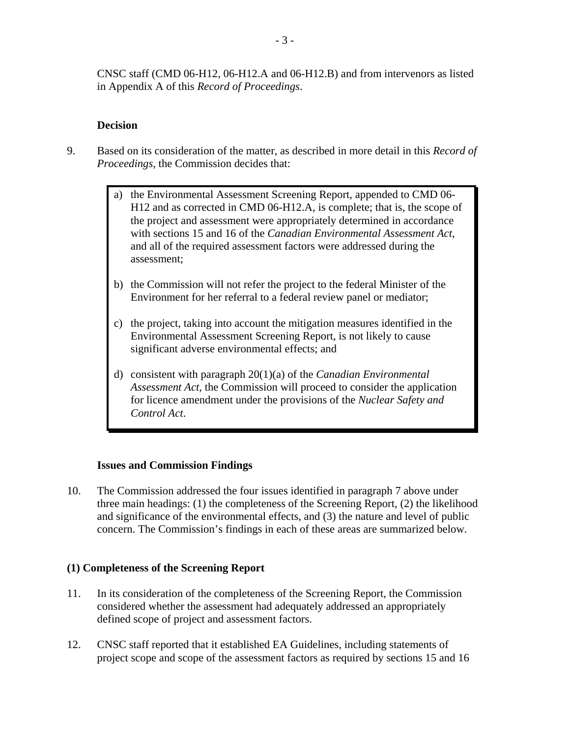CNSC staff (CMD 06-H12, 06-H12.A and 06-H12.B) and from intervenors as listed in Appendix A of this *Record of Proceedings*.

**Decision**

9. Based on its consideration of the matter, as described in more detail in this *Record of Proceedings*, the Commission decides that:

> a) the Environmental Assessment Screening Report, appended to CMD 06-H12 and as corrected in CMD 06-H12.A, is complete; that is, the scope of the project and assessment were appropriately determined in accordance with sections 15 and 16 of the *Canadian Environmental Assessment Act*, and all of the required assessment factors were addressed during the assessment;
>
> b) the Commission will not refer the project to the federal Minister of the Environment for her referral to a federal review panel or mediator;
>
> c) the project, taking into account the mitigation measures identified in the Environmental Assessment Screening Report, is not likely to cause significant adverse environmental effects; and
>
> d) consistent with paragraph 20(1)(a) of the *Canadian Environmental Assessment Act*, the Commission will proceed to consider the application for licence amendment under the provisions of the *Nuclear Safety and Control Act*.

**Issues and Commission Findings**

10. The Commission addressed the four issues identified in paragraph 7 above under three main headings: (1) the completeness of the Screening Report, (2) the likelihood and significance of the environmental effects, and (3) the nature and level of public concern. The Commission's findings in each of these areas are summarized below.

**(1) Completeness of the Screening Report**

11. In its consideration of the completeness of the Screening Report, the Commission considered whether the assessment had adequately addressed an appropriately defined scope of project and assessment factors.

12. CNSC staff reported that it established EA Guidelines, including statements of project scope and scope of the assessment factors as required by sections 15 and 16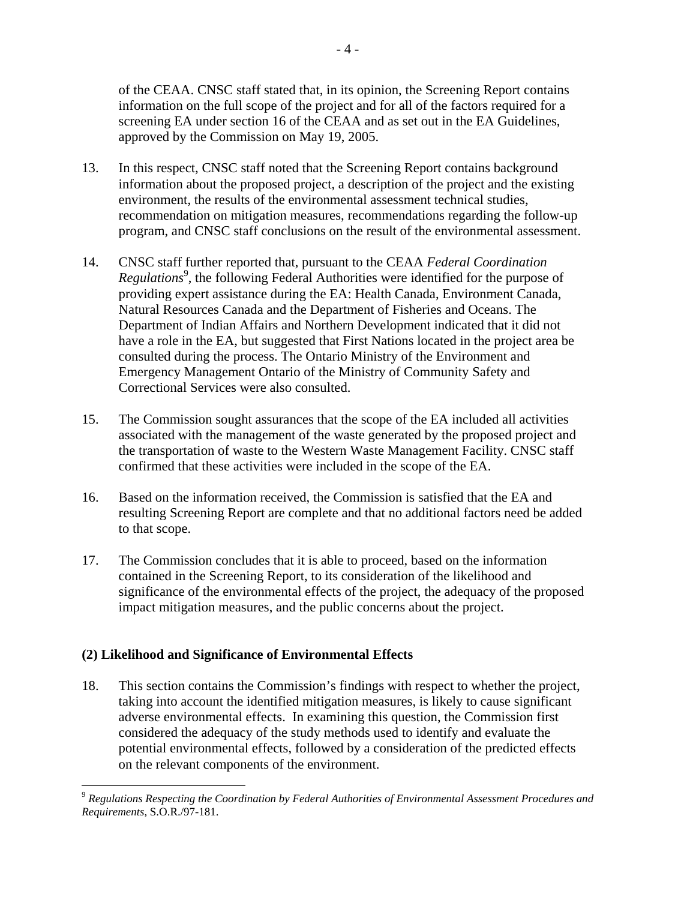of the CEAA. CNSC staff stated that, in its opinion, the Screening Report contains information on the full scope of the project and for all of the factors required for a screening EA under section 16 of the CEAA and as set out in the EA Guidelines, approved by the Commission on May 19, 2005.

13. In this respect, CNSC staff noted that the Screening Report contains background information about the proposed project, a description of the project and the existing environment, the results of the environmental assessment technical studies, recommendation on mitigation measures, recommendations regarding the follow-up program, and CNSC staff conclusions on the result of the environmental assessment.

14. CNSC staff further reported that, pursuant to the CEAA *Federal Coordination Regulations*[9], the following Federal Authorities were identified for the purpose of providing expert assistance during the EA: Health Canada, Environment Canada, Natural Resources Canada and the Department of Fisheries and Oceans. The Department of Indian Affairs and Northern Development indicated that it did not have a role in the EA, but suggested that First Nations located in the project area be consulted during the process. The Ontario Ministry of the Environment and Emergency Management Ontario of the Ministry of Community Safety and Correctional Services were also consulted.

15. The Commission sought assurances that the scope of the EA included all activities associated with the management of the waste generated by the proposed project and the transportation of waste to the Western Waste Management Facility. CNSC staff confirmed that these activities were included in the scope of the EA.

16. Based on the information received, the Commission is satisfied that the EA and resulting Screening Report are complete and that no additional factors need be added to that scope.

17. The Commission concludes that it is able to proceed, based on the information contained in the Screening Report, to its consideration of the likelihood and significance of the environmental effects of the project, the adequacy of the proposed impact mitigation measures, and the public concerns about the project.

**(2) Likelihood and Significance of Environmental Effects**

18. This section contains the Commission's findings with respect to whether the project, taking into account the identified mitigation measures, is likely to cause significant adverse environmental effects. In examining this question, the Commission first considered the adequacy of the study methods used to identify and evaluate the potential environmental effects, followed by a consideration of the predicted effects on the relevant components of the environment.

---

[9] *Regulations Respecting the Coordination by Federal Authorities of Environmental Assessment Procedures and Requirements*, S.O.R./97-181.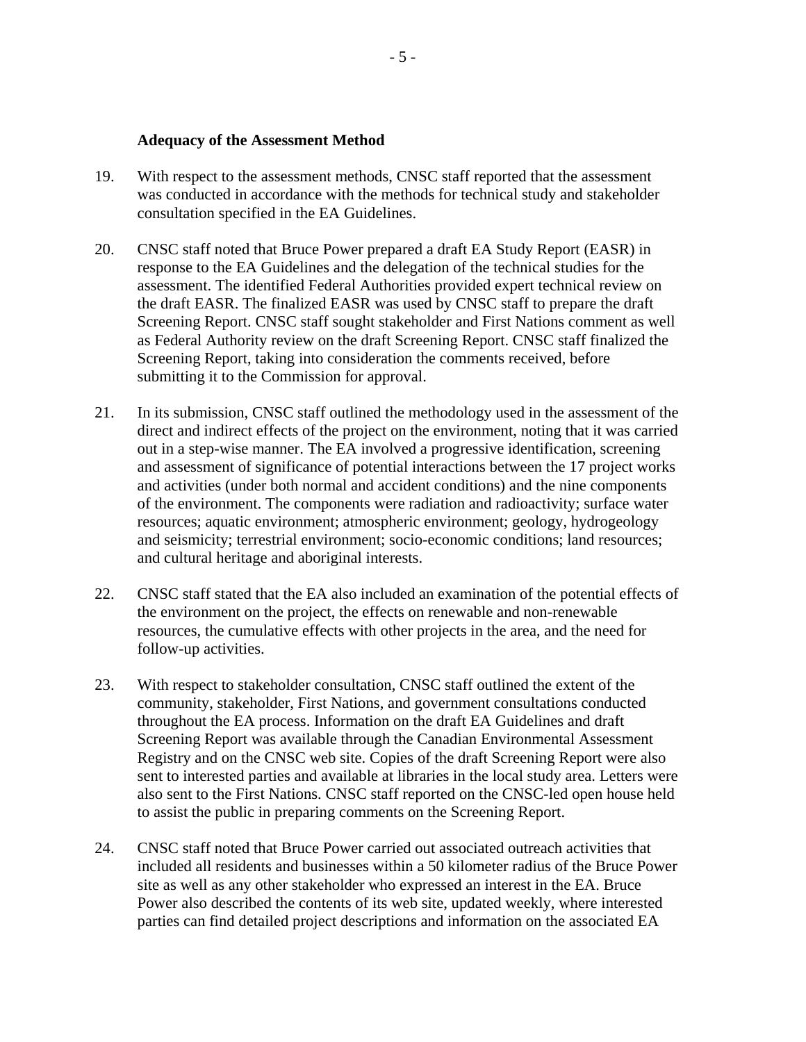**Adequacy of the Assessment Method**

19. With respect to the assessment methods, CNSC staff reported that the assessment was conducted in accordance with the methods for technical study and stakeholder consultation specified in the EA Guidelines.

20. CNSC staff noted that Bruce Power prepared a draft EA Study Report (EASR) in response to the EA Guidelines and the delegation of the technical studies for the assessment. The identified Federal Authorities provided expert technical review on the draft EASR. The finalized EASR was used by CNSC staff to prepare the draft Screening Report. CNSC staff sought stakeholder and First Nations comment as well as Federal Authority review on the draft Screening Report. CNSC staff finalized the Screening Report, taking into consideration the comments received, before submitting it to the Commission for approval.

21. In its submission, CNSC staff outlined the methodology used in the assessment of the direct and indirect effects of the project on the environment, noting that it was carried out in a step-wise manner. The EA involved a progressive identification, screening and assessment of significance of potential interactions between the 17 project works and activities (under both normal and accident conditions) and the nine components of the environment. The components were radiation and radioactivity; surface water resources; aquatic environment; atmospheric environment; geology, hydrogeology and seismicity; terrestrial environment; socio-economic conditions; land resources; and cultural heritage and aboriginal interests.

22. CNSC staff stated that the EA also included an examination of the potential effects of the environment on the project, the effects on renewable and non-renewable resources, the cumulative effects with other projects in the area, and the need for follow-up activities.

23. With respect to stakeholder consultation, CNSC staff outlined the extent of the community, stakeholder, First Nations, and government consultations conducted throughout the EA process. Information on the draft EA Guidelines and draft Screening Report was available through the Canadian Environmental Assessment Registry and on the CNSC web site. Copies of the draft Screening Report were also sent to interested parties and available at libraries in the local study area. Letters were also sent to the First Nations. CNSC staff reported on the CNSC-led open house held to assist the public in preparing comments on the Screening Report.

24. CNSC staff noted that Bruce Power carried out associated outreach activities that included all residents and businesses within a 50 kilometer radius of the Bruce Power site as well as any other stakeholder who expressed an interest in the EA. Bruce Power also described the contents of its web site, updated weekly, where interested parties can find detailed project descriptions and information on the associated EA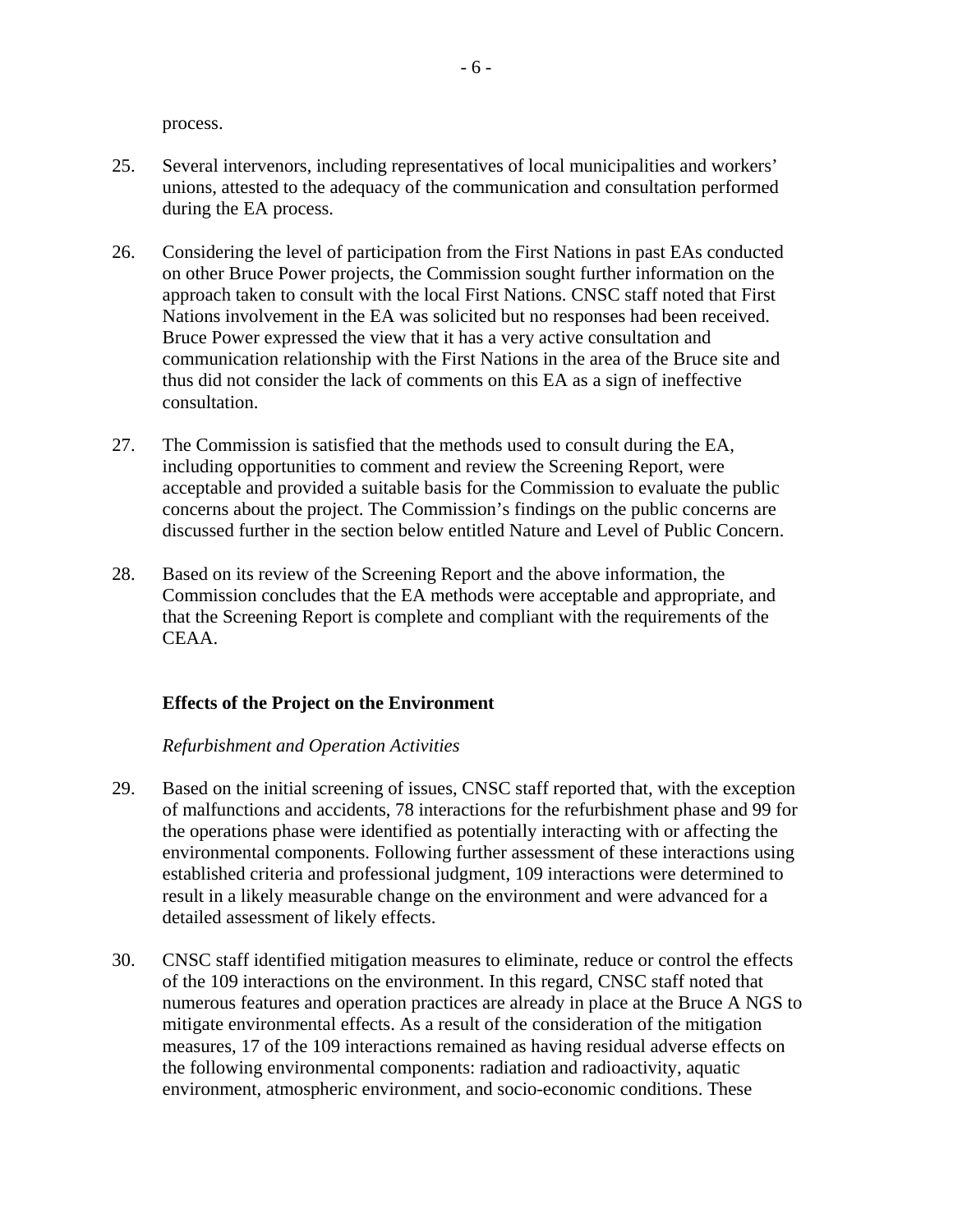process.

25. Several intervenors, including representatives of local municipalities and workers' unions, attested to the adequacy of the communication and consultation performed during the EA process.

26. Considering the level of participation from the First Nations in past EAs conducted on other Bruce Power projects, the Commission sought further information on the approach taken to consult with the local First Nations. CNSC staff noted that First Nations involvement in the EA was solicited but no responses had been received. Bruce Power expressed the view that it has a very active consultation and communication relationship with the First Nations in the area of the Bruce site and thus did not consider the lack of comments on this EA as a sign of ineffective consultation.

27. The Commission is satisfied that the methods used to consult during the EA, including opportunities to comment and review the Screening Report, were acceptable and provided a suitable basis for the Commission to evaluate the public concerns about the project. The Commission's findings on the public concerns are discussed further in the section below entitled Nature and Level of Public Concern.

28. Based on its review of the Screening Report and the above information, the Commission concludes that the EA methods were acceptable and appropriate, and that the Screening Report is complete and compliant with the requirements of the CEAA.

**Effects of the Project on the Environment**

*Refurbishment and Operation Activities*

29. Based on the initial screening of issues, CNSC staff reported that, with the exception of malfunctions and accidents, 78 interactions for the refurbishment phase and 99 for the operations phase were identified as potentially interacting with or affecting the environmental components. Following further assessment of these interactions using established criteria and professional judgment, 109 interactions were determined to result in a likely measurable change on the environment and were advanced for a detailed assessment of likely effects.

30. CNSC staff identified mitigation measures to eliminate, reduce or control the effects of the 109 interactions on the environment. In this regard, CNSC staff noted that numerous features and operation practices are already in place at the Bruce A NGS to mitigate environmental effects. As a result of the consideration of the mitigation measures, 17 of the 109 interactions remained as having residual adverse effects on the following environmental components: radiation and radioactivity, aquatic environment, atmospheric environment, and socio-economic conditions. These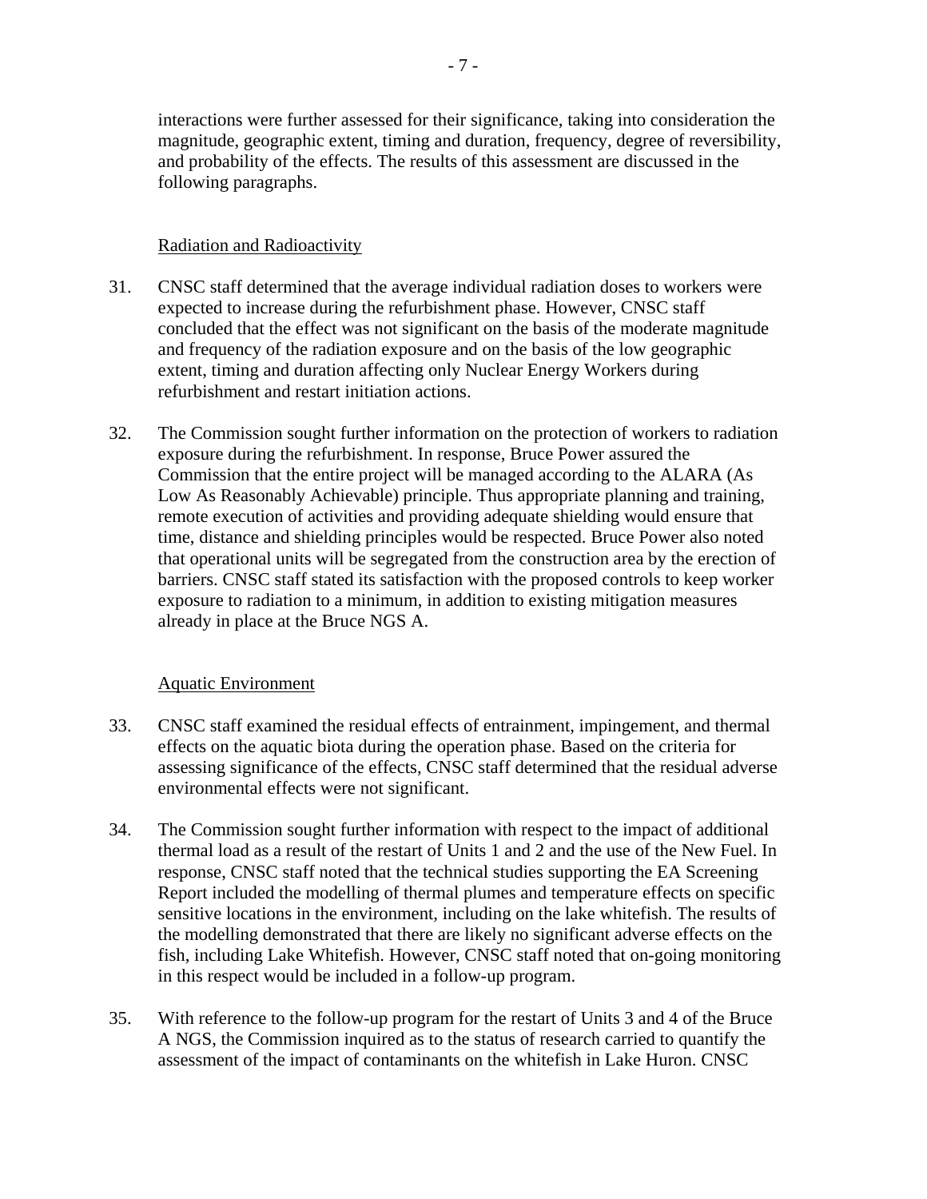interactions were further assessed for their significance, taking into consideration the magnitude, geographic extent, timing and duration, frequency, degree of reversibility, and probability of the effects. The results of this assessment are discussed in the following paragraphs.

### Radiation and Radioactivity

31. CNSC staff determined that the average individual radiation doses to workers were expected to increase during the refurbishment phase. However, CNSC staff concluded that the effect was not significant on the basis of the moderate magnitude and frequency of the radiation exposure and on the basis of the low geographic extent, timing and duration affecting only Nuclear Energy Workers during refurbishment and restart initiation actions.

32. The Commission sought further information on the protection of workers to radiation exposure during the refurbishment. In response, Bruce Power assured the Commission that the entire project will be managed according to the ALARA (As Low As Reasonably Achievable) principle. Thus appropriate planning and training, remote execution of activities and providing adequate shielding would ensure that time, distance and shielding principles would be respected. Bruce Power also noted that operational units will be segregated from the construction area by the erection of barriers. CNSC staff stated its satisfaction with the proposed controls to keep worker exposure to radiation to a minimum, in addition to existing mitigation measures already in place at the Bruce NGS A.

### Aquatic Environment

33. CNSC staff examined the residual effects of entrainment, impingement, and thermal effects on the aquatic biota during the operation phase. Based on the criteria for assessing significance of the effects, CNSC staff determined that the residual adverse environmental effects were not significant.

34. The Commission sought further information with respect to the impact of additional thermal load as a result of the restart of Units 1 and 2 and the use of the New Fuel. In response, CNSC staff noted that the technical studies supporting the EA Screening Report included the modelling of thermal plumes and temperature effects on specific sensitive locations in the environment, including on the lake whitefish. The results of the modelling demonstrated that there are likely no significant adverse effects on the fish, including Lake Whitefish. However, CNSC staff noted that on-going monitoring in this respect would be included in a follow-up program.

35. With reference to the follow-up program for the restart of Units 3 and 4 of the Bruce A NGS, the Commission inquired as to the status of research carried to quantify the assessment of the impact of contaminants on the whitefish in Lake Huron. CNSC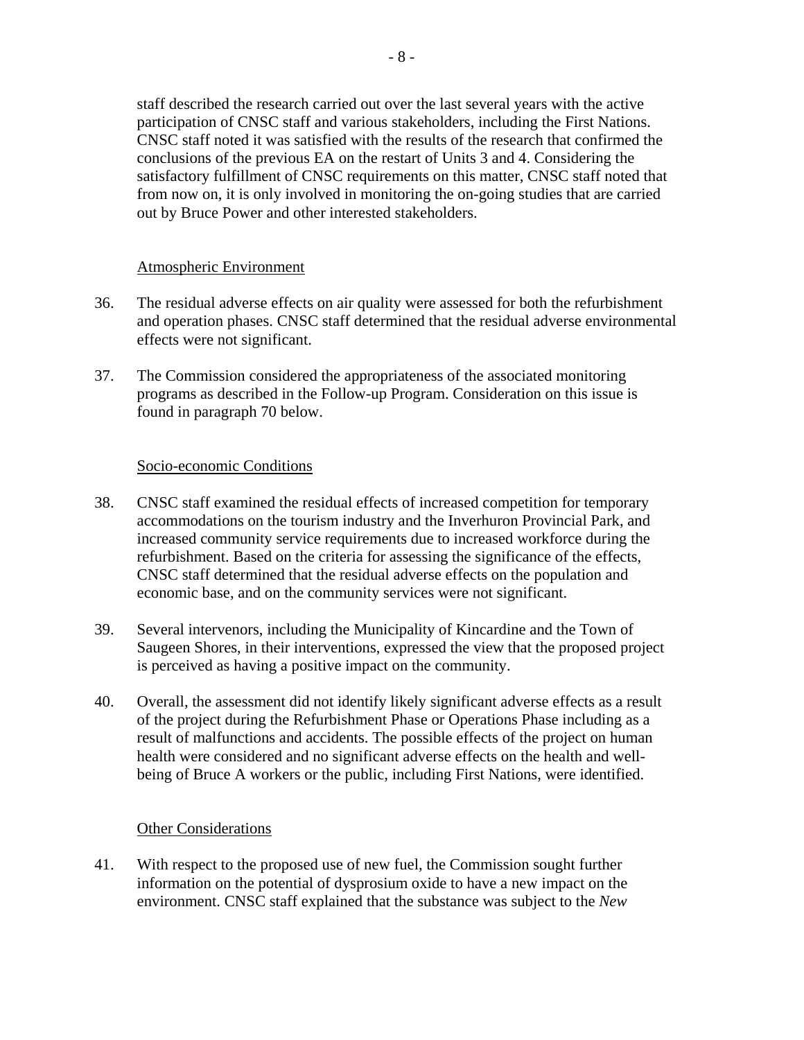staff described the research carried out over the last several years with the active participation of CNSC staff and various stakeholders, including the First Nations. CNSC staff noted it was satisfied with the results of the research that confirmed the conclusions of the previous EA on the restart of Units 3 and 4. Considering the satisfactory fulfillment of CNSC requirements on this matter, CNSC staff noted that from now on, it is only involved in monitoring the on-going studies that are carried out by Bruce Power and other interested stakeholders.

Atmospheric Environment

36. The residual adverse effects on air quality were assessed for both the refurbishment and operation phases. CNSC staff determined that the residual adverse environmental effects were not significant.

37. The Commission considered the appropriateness of the associated monitoring programs as described in the Follow-up Program. Consideration on this issue is found in paragraph 70 below.

Socio-economic Conditions

38. CNSC staff examined the residual effects of increased competition for temporary accommodations on the tourism industry and the Inverhuron Provincial Park, and increased community service requirements due to increased workforce during the refurbishment. Based on the criteria for assessing the significance of the effects, CNSC staff determined that the residual adverse effects on the population and economic base, and on the community services were not significant.

39. Several intervenors, including the Municipality of Kincardine and the Town of Saugeen Shores, in their interventions, expressed the view that the proposed project is perceived as having a positive impact on the community.

40. Overall, the assessment did not identify likely significant adverse effects as a result of the project during the Refurbishment Phase or Operations Phase including as a result of malfunctions and accidents. The possible effects of the project on human health were considered and no significant adverse effects on the health and well-being of Bruce A workers or the public, including First Nations, were identified.

Other Considerations

41. With respect to the proposed use of new fuel, the Commission sought further information on the potential of dysprosium oxide to have a new impact on the environment. CNSC staff explained that the substance was subject to the *New*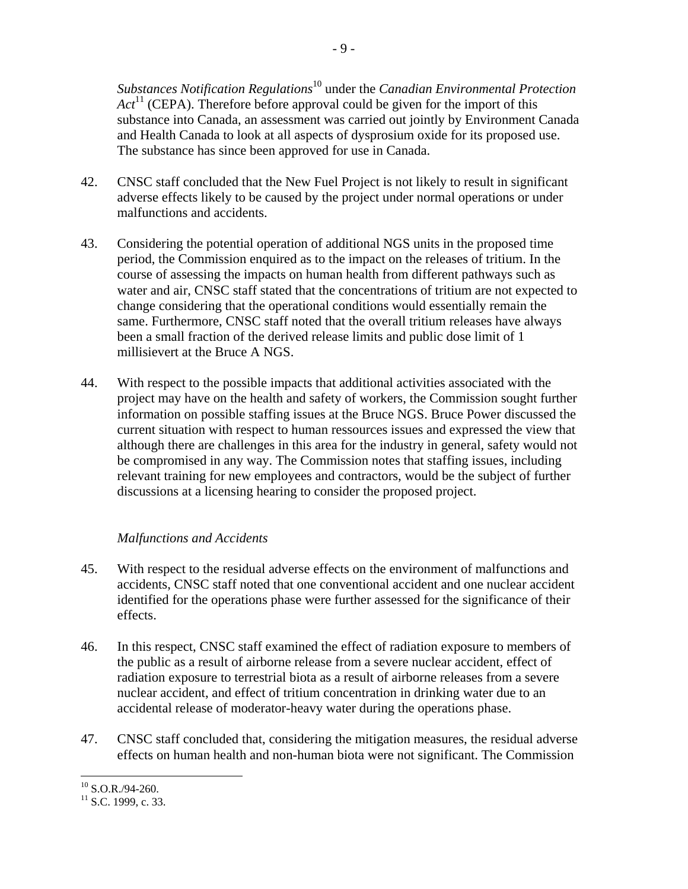*Substances Notification Regulations*[10] under the *Canadian Environmental Protection Act*[11] (CEPA). Therefore before approval could be given for the import of this substance into Canada, an assessment was carried out jointly by Environment Canada and Health Canada to look at all aspects of dysprosium oxide for its proposed use. The substance has since been approved for use in Canada.

42. CNSC staff concluded that the New Fuel Project is not likely to result in significant adverse effects likely to be caused by the project under normal operations or under malfunctions and accidents.

43. Considering the potential operation of additional NGS units in the proposed time period, the Commission enquired as to the impact on the releases of tritium. In the course of assessing the impacts on human health from different pathways such as water and air, CNSC staff stated that the concentrations of tritium are not expected to change considering that the operational conditions would essentially remain the same. Furthermore, CNSC staff noted that the overall tritium releases have always been a small fraction of the derived release limits and public dose limit of 1 millisievert at the Bruce A NGS.

44. With respect to the possible impacts that additional activities associated with the project may have on the health and safety of workers, the Commission sought further information on possible staffing issues at the Bruce NGS. Bruce Power discussed the current situation with respect to human ressources issues and expressed the view that although there are challenges in this area for the industry in general, safety would not be compromised in any way. The Commission notes that staffing issues, including relevant training for new employees and contractors, would be the subject of further discussions at a licensing hearing to consider the proposed project.

*Malfunctions and Accidents*

45. With respect to the residual adverse effects on the environment of malfunctions and accidents, CNSC staff noted that one conventional accident and one nuclear accident identified for the operations phase were further assessed for the significance of their effects.

46. In this respect, CNSC staff examined the effect of radiation exposure to members of the public as a result of airborne release from a severe nuclear accident, effect of radiation exposure to terrestrial biota as a result of airborne releases from a severe nuclear accident, and effect of tritium concentration in drinking water due to an accidental release of moderator-heavy water during the operations phase.

47. CNSC staff concluded that, considering the mitigation measures, the residual adverse effects on human health and non-human biota were not significant. The Commission

[10] S.O.R./94-260.
[11] S.C. 1999, c. 33.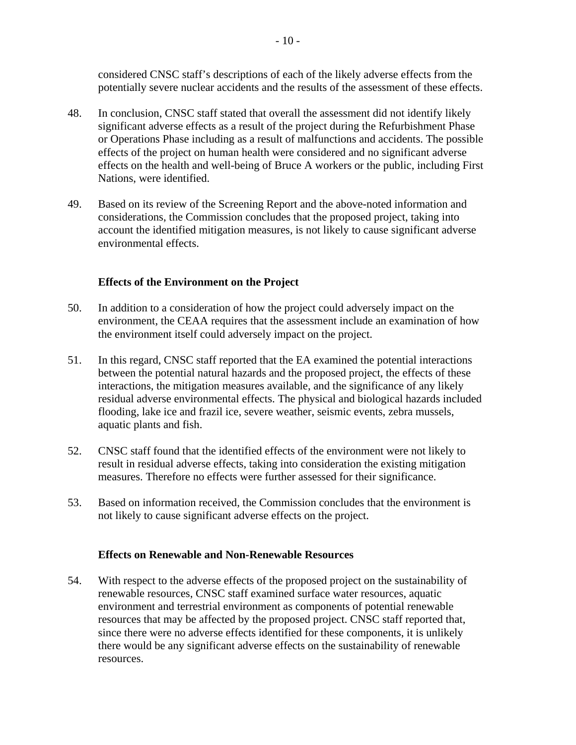considered CNSC staff's descriptions of each of the likely adverse effects from the potentially severe nuclear accidents and the results of the assessment of these effects.

48. In conclusion, CNSC staff stated that overall the assessment did not identify likely significant adverse effects as a result of the project during the Refurbishment Phase or Operations Phase including as a result of malfunctions and accidents. The possible effects of the project on human health were considered and no significant adverse effects on the health and well-being of Bruce A workers or the public, including First Nations, were identified.

49. Based on its review of the Screening Report and the above-noted information and considerations, the Commission concludes that the proposed project, taking into account the identified mitigation measures, is not likely to cause significant adverse environmental effects.

### Effects of the Environment on the Project

50. In addition to a consideration of how the project could adversely impact on the environment, the CEAA requires that the assessment include an examination of how the environment itself could adversely impact on the project.

51. In this regard, CNSC staff reported that the EA examined the potential interactions between the potential natural hazards and the proposed project, the effects of these interactions, the mitigation measures available, and the significance of any likely residual adverse environmental effects. The physical and biological hazards included flooding, lake ice and frazil ice, severe weather, seismic events, zebra mussels, aquatic plants and fish.

52. CNSC staff found that the identified effects of the environment were not likely to result in residual adverse effects, taking into consideration the existing mitigation measures. Therefore no effects were further assessed for their significance.

53. Based on information received, the Commission concludes that the environment is not likely to cause significant adverse effects on the project.

### Effects on Renewable and Non-Renewable Resources

54. With respect to the adverse effects of the proposed project on the sustainability of renewable resources, CNSC staff examined surface water resources, aquatic environment and terrestrial environment as components of potential renewable resources that may be affected by the proposed project. CNSC staff reported that, since there were no adverse effects identified for these components, it is unlikely there would be any significant adverse effects on the sustainability of renewable resources.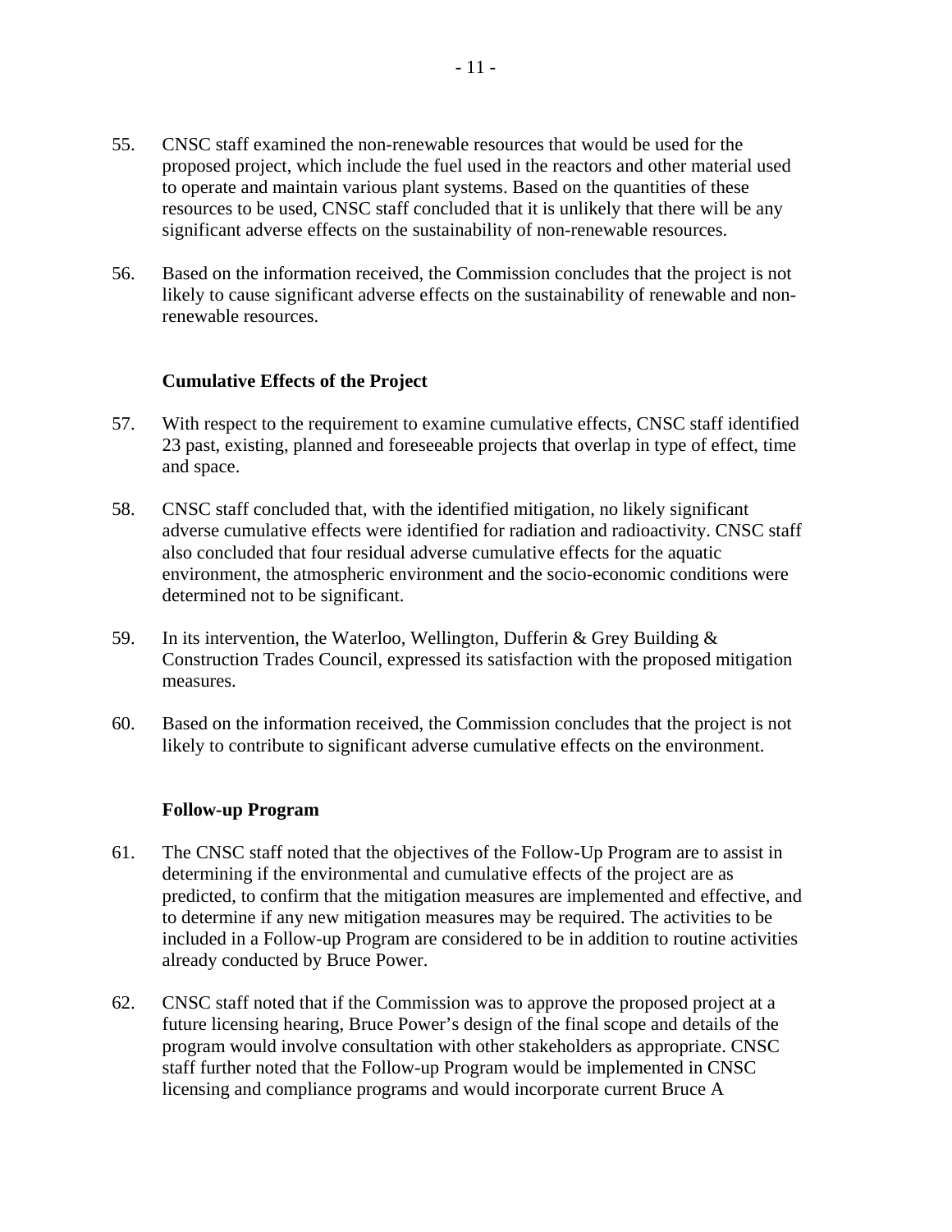55. CNSC staff examined the non-renewable resources that would be used for the proposed project, which include the fuel used in the reactors and other material used to operate and maintain various plant systems. Based on the quantities of these resources to be used, CNSC staff concluded that it is unlikely that there will be any significant adverse effects on the sustainability of non-renewable resources.

56. Based on the information received, the Commission concludes that the project is not likely to cause significant adverse effects on the sustainability of renewable and non-renewable resources.

**Cumulative Effects of the Project**

57. With respect to the requirement to examine cumulative effects, CNSC staff identified 23 past, existing, planned and foreseeable projects that overlap in type of effect, time and space.

58. CNSC staff concluded that, with the identified mitigation, no likely significant adverse cumulative effects were identified for radiation and radioactivity. CNSC staff also concluded that four residual adverse cumulative effects for the aquatic environment, the atmospheric environment and the socio-economic conditions were determined not to be significant.

59. In its intervention, the Waterloo, Wellington, Dufferin & Grey Building & Construction Trades Council, expressed its satisfaction with the proposed mitigation measures.

60. Based on the information received, the Commission concludes that the project is not likely to contribute to significant adverse cumulative effects on the environment.

**Follow-up Program**

61. The CNSC staff noted that the objectives of the Follow-Up Program are to assist in determining if the environmental and cumulative effects of the project are as predicted, to confirm that the mitigation measures are implemented and effective, and to determine if any new mitigation measures may be required. The activities to be included in a Follow-up Program are considered to be in addition to routine activities already conducted by Bruce Power.

62. CNSC staff noted that if the Commission was to approve the proposed project at a future licensing hearing, Bruce Power's design of the final scope and details of the program would involve consultation with other stakeholders as appropriate. CNSC staff further noted that the Follow-up Program would be implemented in CNSC licensing and compliance programs and would incorporate current Bruce A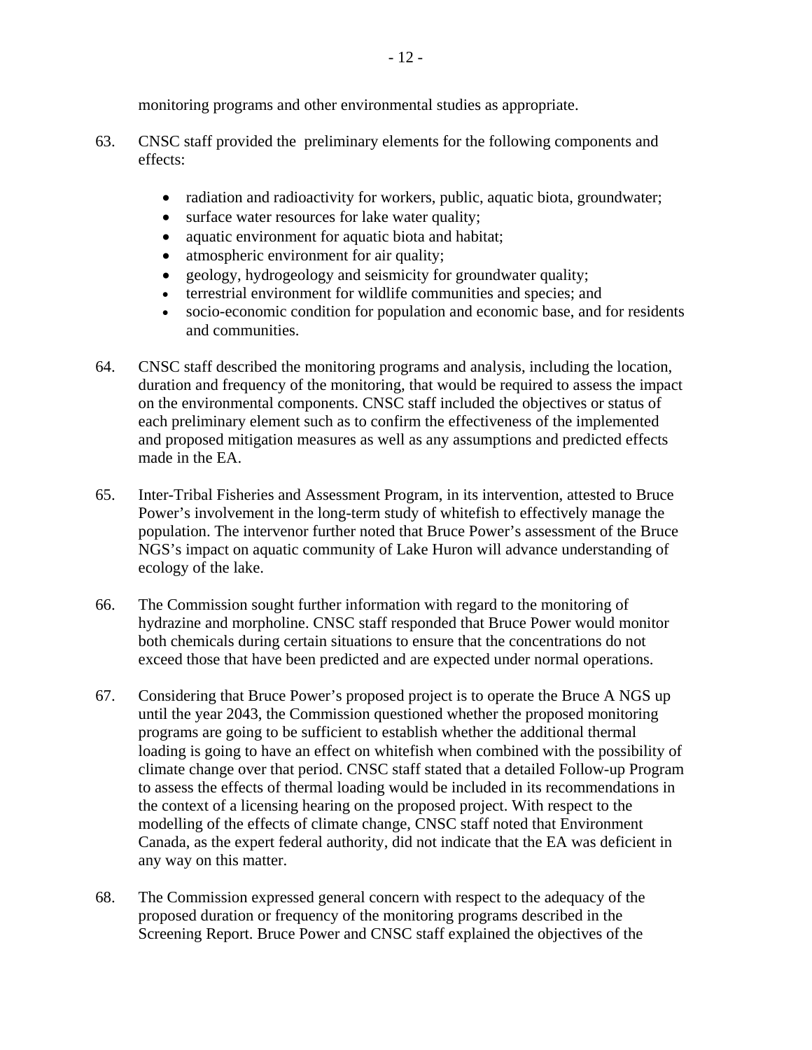monitoring programs and other environmental studies as appropriate.

63. CNSC staff provided the preliminary elements for the following components and effects:

- radiation and radioactivity for workers, public, aquatic biota, groundwater;
- surface water resources for lake water quality;
- aquatic environment for aquatic biota and habitat;
- atmospheric environment for air quality;
- geology, hydrogeology and seismicity for groundwater quality;
- terrestrial environment for wildlife communities and species; and
- socio-economic condition for population and economic base, and for residents and communities.

64. CNSC staff described the monitoring programs and analysis, including the location, duration and frequency of the monitoring, that would be required to assess the impact on the environmental components. CNSC staff included the objectives or status of each preliminary element such as to confirm the effectiveness of the implemented and proposed mitigation measures as well as any assumptions and predicted effects made in the EA.

65. Inter-Tribal Fisheries and Assessment Program, in its intervention, attested to Bruce Power's involvement in the long-term study of whitefish to effectively manage the population. The intervenor further noted that Bruce Power's assessment of the Bruce NGS's impact on aquatic community of Lake Huron will advance understanding of ecology of the lake.

66. The Commission sought further information with regard to the monitoring of hydrazine and morpholine. CNSC staff responded that Bruce Power would monitor both chemicals during certain situations to ensure that the concentrations do not exceed those that have been predicted and are expected under normal operations.

67. Considering that Bruce Power's proposed project is to operate the Bruce A NGS up until the year 2043, the Commission questioned whether the proposed monitoring programs are going to be sufficient to establish whether the additional thermal loading is going to have an effect on whitefish when combined with the possibility of climate change over that period. CNSC staff stated that a detailed Follow-up Program to assess the effects of thermal loading would be included in its recommendations in the context of a licensing hearing on the proposed project. With respect to the modelling of the effects of climate change, CNSC staff noted that Environment Canada, as the expert federal authority, did not indicate that the EA was deficient in any way on this matter.

68. The Commission expressed general concern with respect to the adequacy of the proposed duration or frequency of the monitoring programs described in the Screening Report. Bruce Power and CNSC staff explained the objectives of the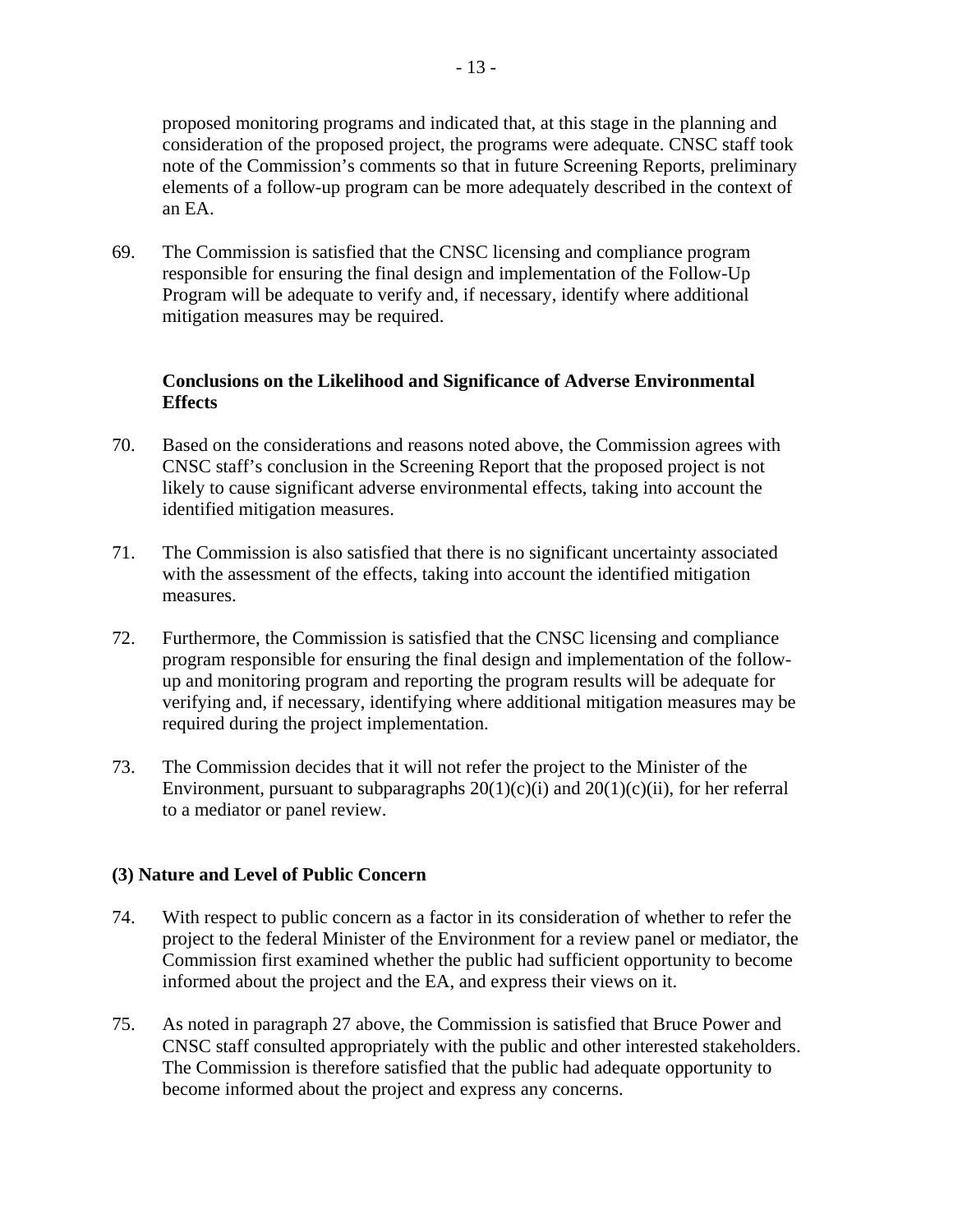proposed monitoring programs and indicated that, at this stage in the planning and consideration of the proposed project, the programs were adequate. CNSC staff took note of the Commission's comments so that in future Screening Reports, preliminary elements of a follow-up program can be more adequately described in the context of an EA.

69. The Commission is satisfied that the CNSC licensing and compliance program responsible for ensuring the final design and implementation of the Follow-Up Program will be adequate to verify and, if necessary, identify where additional mitigation measures may be required.

**Conclusions on the Likelihood and Significance of Adverse Environmental Effects**

70. Based on the considerations and reasons noted above, the Commission agrees with CNSC staff's conclusion in the Screening Report that the proposed project is not likely to cause significant adverse environmental effects, taking into account the identified mitigation measures.

71. The Commission is also satisfied that there is no significant uncertainty associated with the assessment of the effects, taking into account the identified mitigation measures.

72. Furthermore, the Commission is satisfied that the CNSC licensing and compliance program responsible for ensuring the final design and implementation of the follow-up and monitoring program and reporting the program results will be adequate for verifying and, if necessary, identifying where additional mitigation measures may be required during the project implementation.

73. The Commission decides that it will not refer the project to the Minister of the Environment, pursuant to subparagraphs 20(1)(c)(i) and 20(1)(c)(ii), for her referral to a mediator or panel review.

## (3) Nature and Level of Public Concern

74. With respect to public concern as a factor in its consideration of whether to refer the project to the federal Minister of the Environment for a review panel or mediator, the Commission first examined whether the public had sufficient opportunity to become informed about the project and the EA, and express their views on it.

75. As noted in paragraph 27 above, the Commission is satisfied that Bruce Power and CNSC staff consulted appropriately with the public and other interested stakeholders. The Commission is therefore satisfied that the public had adequate opportunity to become informed about the project and express any concerns.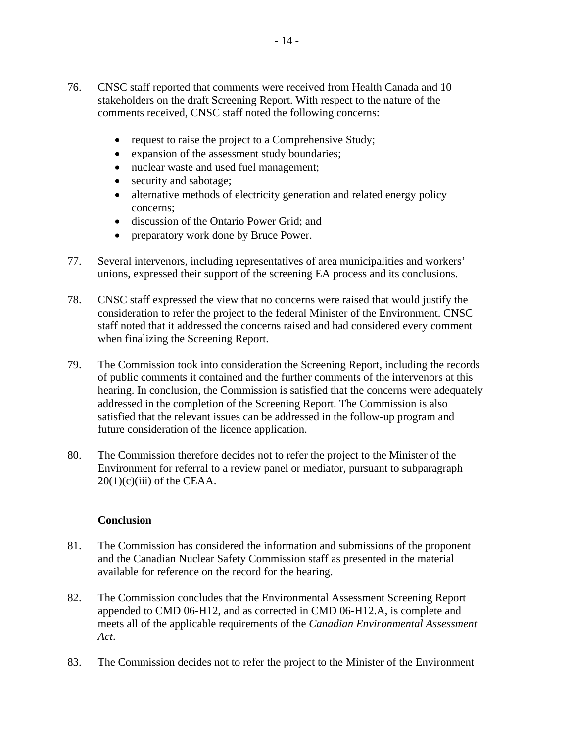76. CNSC staff reported that comments were received from Health Canada and 10 stakeholders on the draft Screening Report. With respect to the nature of the comments received, CNSC staff noted the following concerns:

    - request to raise the project to a Comprehensive Study;
    - expansion of the assessment study boundaries;
    - nuclear waste and used fuel management;
    - security and sabotage;
    - alternative methods of electricity generation and related energy policy concerns;
    - discussion of the Ontario Power Grid; and
    - preparatory work done by Bruce Power.

77. Several intervenors, including representatives of area municipalities and workers' unions, expressed their support of the screening EA process and its conclusions.

78. CNSC staff expressed the view that no concerns were raised that would justify the consideration to refer the project to the federal Minister of the Environment. CNSC staff noted that it addressed the concerns raised and had considered every comment when finalizing the Screening Report.

79. The Commission took into consideration the Screening Report, including the records of public comments it contained and the further comments of the intervenors at this hearing. In conclusion, the Commission is satisfied that the concerns were adequately addressed in the completion of the Screening Report. The Commission is also satisfied that the relevant issues can be addressed in the follow-up program and future consideration of the licence application.

80. The Commission therefore decides not to refer the project to the Minister of the Environment for referral to a review panel or mediator, pursuant to subparagraph 20(1)(c)(iii) of the CEAA.

**Conclusion**

81. The Commission has considered the information and submissions of the proponent and the Canadian Nuclear Safety Commission staff as presented in the material available for reference on the record for the hearing.

82. The Commission concludes that the Environmental Assessment Screening Report appended to CMD 06-H12, and as corrected in CMD 06-H12.A, is complete and meets all of the applicable requirements of the *Canadian Environmental Assessment Act*.

83. The Commission decides not to refer the project to the Minister of the Environment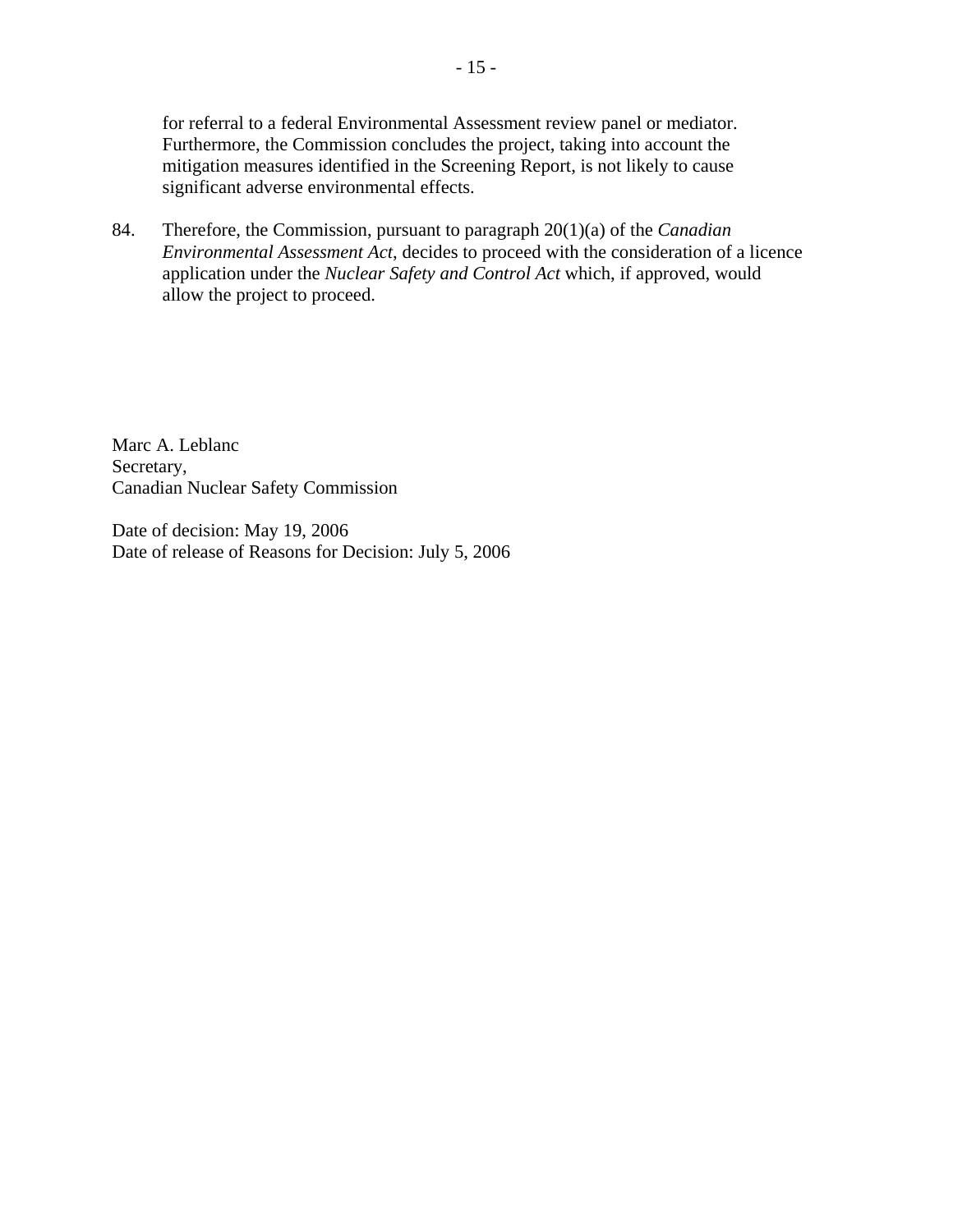for referral to a federal Environmental Assessment review panel or mediator. Furthermore, the Commission concludes the project, taking into account the mitigation measures identified in the Screening Report, is not likely to cause significant adverse environmental effects.

84. Therefore, the Commission, pursuant to paragraph 20(1)(a) of the *Canadian Environmental Assessment Act*, decides to proceed with the consideration of a licence application under the *Nuclear Safety and Control Act* which, if approved, would allow the project to proceed.

Marc A. Leblanc
Secretary,
Canadian Nuclear Safety Commission

Date of decision: May 19, 2006
Date of release of Reasons for Decision: July 5, 2006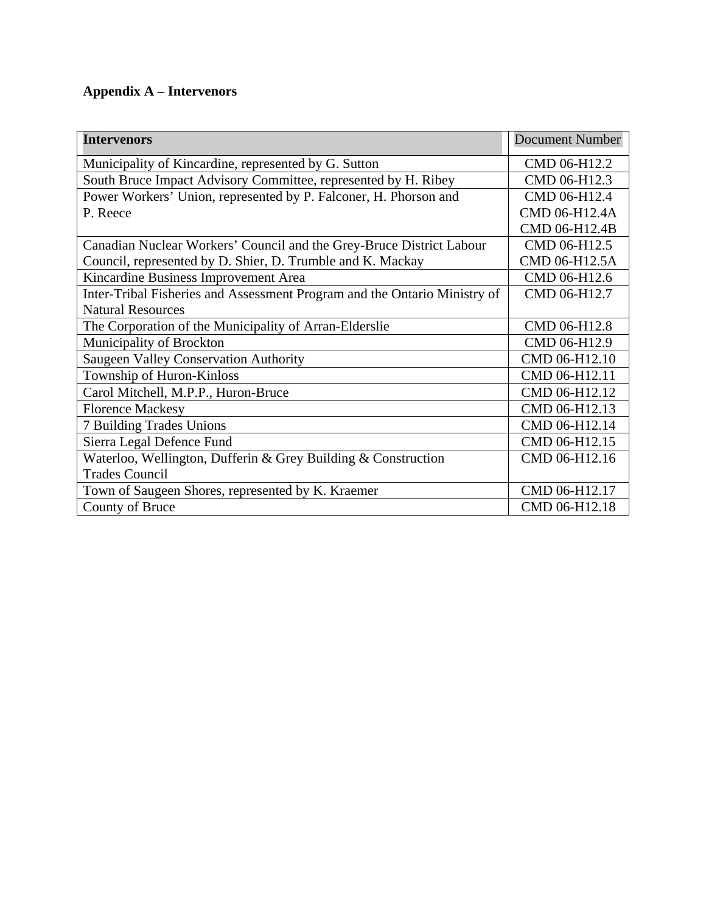**Appendix A – Intervenors**

| Intervenors | Document Number |
|---|---|
| Municipality of Kincardine, represented by G. Sutton | CMD 06-H12.2 |
| South Bruce Impact Advisory Committee, represented by H. Ribey | CMD 06-H12.3 |
| Power Workers' Union, represented by P. Falconer, H. Phorson and P. Reece | CMD 06-H12.4<br>CMD 06-H12.4A<br>CMD 06-H12.4B |
| Canadian Nuclear Workers' Council and the Grey-Bruce District Labour Council, represented by D. Shier, D. Trumble and K. Mackay | CMD 06-H12.5<br>CMD 06-H12.5A |
| Kincardine Business Improvement Area | CMD 06-H12.6 |
| Inter-Tribal Fisheries and Assessment Program and the Ontario Ministry of Natural Resources | CMD 06-H12.7 |
| The Corporation of the Municipality of Arran-Elderslie | CMD 06-H12.8 |
| Municipality of Brockton | CMD 06-H12.9 |
| Saugeen Valley Conservation Authority | CMD 06-H12.10 |
| Township of Huron-Kinloss | CMD 06-H12.11 |
| Carol Mitchell, M.P.P., Huron-Bruce | CMD 06-H12.12 |
| Florence Mackesy | CMD 06-H12.13 |
| 7 Building Trades Unions | CMD 06-H12.14 |
| Sierra Legal Defence Fund | CMD 06-H12.15 |
| Waterloo, Wellington, Dufferin & Grey Building & Construction Trades Council | CMD 06-H12.16 |
| Town of Saugeen Shores, represented by K. Kraemer | CMD 06-H12.17 |
| County of Bruce | CMD 06-H12.18 |